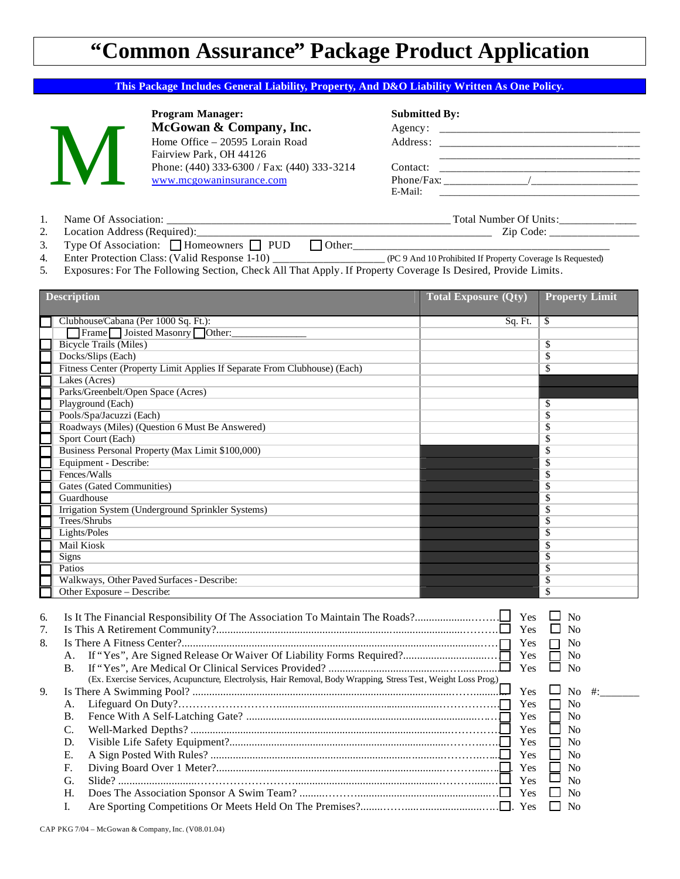# "Common Assurance" Package Product Application

**This Package Includes General Liability, Property, And D&O Liability Written As One Policy.**

M

**Program Manager:**
**McGowan & Company, Inc.**
Home Office – 20595 Lorain Road
Fairview Park, OH 44126
Phone: (440) 333-6300 / Fax: (440) 333-3214
www.mcgowaninsurance.com

**Submitted By:**
Agency: ______________________________
Address: ______________________________
______________________________
Contact: ______________________________
Phone/Fax: ______________/______________
E-Mail: ______________________________

1. Name Of Association: ______________________________ Total Number Of Units: __________
2. Location Address (Required): ______________________________ Zip Code: __________
3. Type Of Association: ☐ Homeowners ☐ PUD ☐ Other: ______________________________
4. Enter Protection Class: (Valid Response 1-10) ______________ (PC 9 And 10 Prohibited If Property Coverage Is Requested)
5. Exposures: For The Following Section, Check All That Apply. If Property Coverage Is Desired, Provide Limits.

| | Description | Total Exposure (Qty) | Property Limit |
|---|---|---|---|
| ☐ | Clubhouse/Cabana (Per 1000 Sq. Ft.): | Sq. Ft. | $ |
| | ☐ Frame ☐ Joisted Masonry ☐ Other: __________ | | |
| ☐ | Bicycle Trails (Miles) | | $ |
| ☐ | Docks/Slips (Each) | | $ |
| ☐ | Fitness Center (Property Limit Applies If Separate From Clubhouse) (Each) | | $ |
| ☐ | Lakes (Acres) | | |
| ☐ | Parks/Greenbelt/Open Space (Acres) | | |
| ☐ | Playground (Each) | | $ |
| ☐ | Pools/Spa/Jacuzzi (Each) | | $ |
| ☐ | Roadways (Miles) (Question 6 Must Be Answered) | | $ |
| ☐ | Sport Court (Each) | | $ |
| ☐ | Business Personal Property (Max Limit $100,000) | | $ |
| ☐ | Equipment - Describe: | | $ |
| ☐ | Fences/Walls | | $ |
| ☐ | Gates (Gated Communities) | | $ |
| ☐ | Guardhouse | | $ |
| ☐ | Irrigation System (Underground Sprinkler Systems) | | $ |
| ☐ | Trees/Shrubs | | $ |
| ☐ | Lights/Poles | | $ |
| ☐ | Mail Kiosk | | $ |
| ☐ | Signs | | $ |
| ☐ | Patios | | $ |
| ☐ | Walkways, Other Paved Surfaces - Describe: | | $ |
| ☐ | Other Exposure – Describe: | | $ |

6. Is It The Financial Responsibility Of The Association To Maintain The Roads? ☐ Yes ☐ No
7. Is This A Retirement Community? ☐ Yes ☐ No
8. Is There A Fitness Center? ☐ Yes ☐ No
   - A. If "Yes", Are Signed Release Or Waiver Of Liability Forms Required? ☐ Yes ☐ No
   - B. If "Yes", Are Medical Or Clinical Services Provided? ☐ Yes ☐ No
     (Ex. Exercise Services, Acupuncture, Electrolysis, Hair Removal, Body Wrapping, Stress Test, Weight Loss Prog.)
9. Is There A Swimming Pool? ☐ Yes ☐ No #: _______
   - A. Lifeguard On Duty? ☐ Yes ☐ No
   - B. Fence With A Self-Latching Gate? ☐ Yes ☐ No
   - C. Well-Marked Depths? ☐ Yes ☐ No
   - D. Visible Life Safety Equipment? ☐ Yes ☐ No
   - E. A Sign Posted With Rules? ☐ Yes ☐ No
   - F. Diving Board Over 1 Meter? ☐ Yes ☐ No
   - G. Slide? ☐ Yes ☐ No
   - H. Does The Association Sponsor A Swim Team? ☐ Yes ☐ No
   - I. Are Sporting Competitions Or Meets Held On The Premises? ☐ Yes ☐ No

CAP PKG 7/04 – McGowan & Company, Inc. (V08.01.04)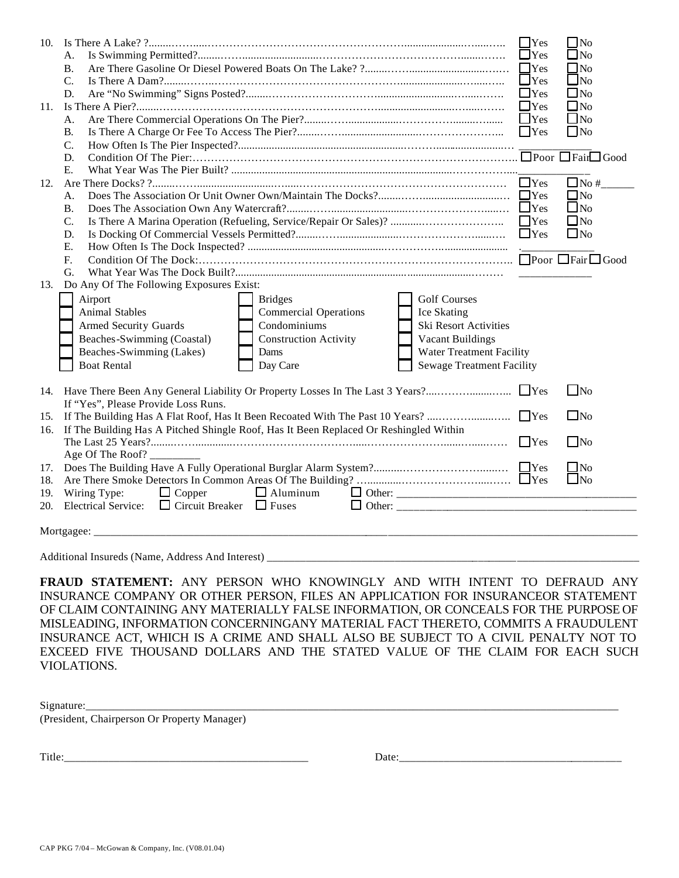10. Is There A Lake? ? ☐ Yes ☐ No
    A. Is Swimming Permitted? ☐ Yes ☐ No
    B. Are There Gasoline Or Diesel Powered Boats On The Lake? ? ☐ Yes ☐ No
    C. Is There A Dam? ☐ Yes ☐ No
    D. Are "No Swimming" Signs Posted? ☐ Yes ☐ No
11. Is There A Pier? ☐ Yes ☐ No
    A. Are There Commercial Operations On The Pier? ☐ Yes ☐ No
    B. Is There A Charge Or Fee To Access The Pier? ☐ Yes ☐ No
    C. How Often Is The Pier Inspected? _____________
    D. Condition Of The Pier: ☐ Poor ☐ Fair ☐ Good
    E. What Year Was The Pier Built? _____________
12. Are There Docks? ? ☐ Yes ☐ No #______
    A. Does The Association Or Unit Owner Own/Maintain The Docks? ☐ Yes ☐ No
    B. Does The Association Own Any Watercraft? ☐ Yes ☐ No
    C. Is There A Marina Operation (Refueling, Service/Repair Or Sales)? ☐ Yes ☐ No
    D. Is Docking Of Commercial Vessels Permitted? ☐ Yes ☐ No
    E. How Often Is The Dock Inspected? _____________
    F. Condition Of The Dock: ☐ Poor ☐ Fair ☐ Good
    G. What Year Was The Dock Built? _____________
13. Do Any Of The Following Exposures Exist:

| | | |
|---|---|---|
| ☐ Airport | ☐ Bridges | ☐ Golf Courses |
| ☐ Animal Stables | ☐ Commercial Operations | ☐ Ice Skating |
| ☐ Armed Security Guards | ☐ Condominiums | ☐ Ski Resort Activities |
| ☐ Beaches-Swimming (Coastal) | ☐ Construction Activity | ☐ Vacant Buildings |
| ☐ Beaches-Swimming (Lakes) | ☐ Dams | ☐ Water Treatment Facility |
| ☐ Boat Rental | ☐ Day Care | ☐ Sewage Treatment Facility |

14. Have There Been Any General Liability Or Property Losses In The Last 3 Years? ☐ Yes ☐ No
    If "Yes", Please Provide Loss Runs.
15. If The Building Has A Flat Roof, Has It Been Recoated With The Past 10 Years? ☐ Yes ☐ No
16. If The Building Has A Pitched Shingle Roof, Has It Been Replaced Or Reshingled Within The Last 25 Years? ☐ Yes ☐ No
    Age Of The Roof? _________
17. Does The Building Have A Fully Operational Burglar Alarm System? ☐ Yes ☐ No
18. Are There Smoke Detectors In Common Areas Of The Building? ☐ Yes ☐ No
19. Wiring Type: ☐ Copper ☐ Aluminum ☐ Other: ______________________________
20. Electrical Service: ☐ Circuit Breaker ☐ Fuses ☐ Other: ______________________________

Mortgagee: ____________________________________________________________

Additional Insureds (Name, Address And Interest) ______________________________________

**FRAUD STATEMENT:** ANY PERSON WHO KNOWINGLY AND WITH INTENT TO DEFRAUD ANY INSURANCE COMPANY OR OTHER PERSON, FILES AN APPLICATION FOR INSURANCEOR STATEMENT OF CLAIM CONTAINING ANY MATERIALLY FALSE INFORMATION, OR CONCEALS FOR THE PURPOSE OF MISLEADING, INFORMATION CONCERNINGANY MATERIAL FACT THERETO, COMMITS A FRAUDULENT INSURANCE ACT, WHICH IS A CRIME AND SHALL ALSO BE SUBJECT TO A CIVIL PENALTY NOT TO EXCEED FIVE THOUSAND DOLLARS AND THE STATED VALUE OF THE CLAIM FOR EACH SUCH VIOLATIONS.

Signature:____________________________________________________________
(President, Chairperson Or Property Manager)

Title:____________________________________ Date:____________________________________

CAP PKG 7/04 – McGowan & Company, Inc. (V08.01.04)